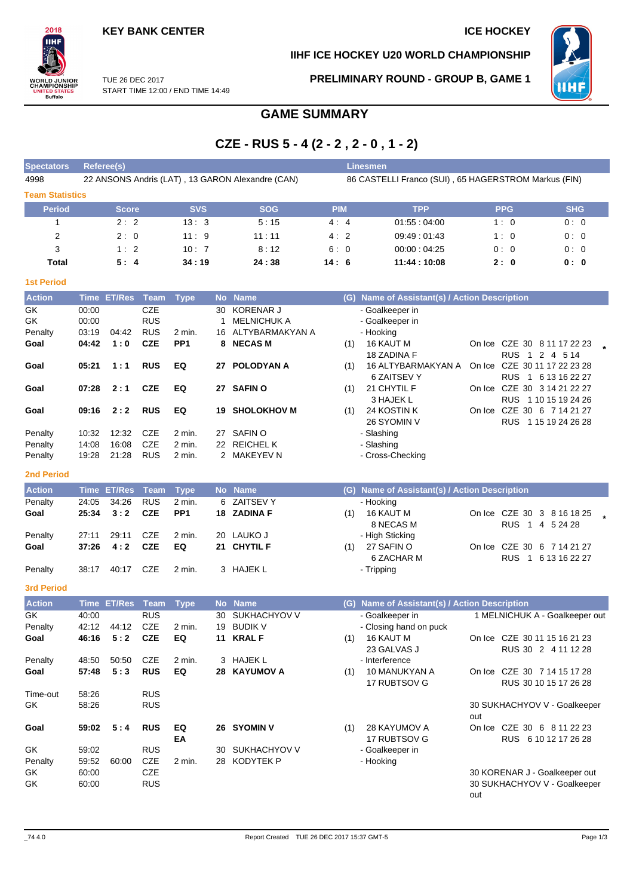KEY BANK CENTER

ICE HOCKEY

IIHF ICE HOCKEY U20 WORLD CHAMPIONSHIP

TUE 26 DEC 2017
START TIME 12:00 / END TIME 14:49

PRELIMINARY ROUND - GROUP B, GAME 1

# GAME SUMMARY

## CZE - RUS 5 - 4 (2 - 2 , 2 - 0 , 1 - 2)

| Spectators | Referee(s) | Linesmen |
|---|---|---|
| 4998 | 22 ANSONS Andris (LAT) , 13 GARON Alexandre (CAN) | 86 CASTELLI Franco (SUI) , 65 HAGERSTROM Markus (FIN) |

### Team Statistics

| Period | Score | SVS | SOG | PIM | TPP | PPG | SHG |
|---|---|---|---|---|---|---|---|
| 1 | 2 : 2 | 13 : 3 | 5 : 15 | 4 : 4 | 01:55 : 04:00 | 1 : 0 | 0 : 0 |
| 2 | 2 : 0 | 11 : 9 | 11 : 11 | 4 : 2 | 09:49 : 01:43 | 1 : 0 | 0 : 0 |
| 3 | 1 : 2 | 10 : 7 | 8 : 12 | 6 : 0 | 00:00 : 04:25 | 0 : 0 | 0 : 0 |
| **Total** | **5 : 4** | **34 : 19** | **24 : 38** | **14 : 6** | **11:44 : 10:08** | **2 : 0** | **0 : 0** |

### 1st Period

| Action | Time | ET/Res | Team | Type | No | Name | (G) | Name of Assistant(s) / Action Description | |
|---|---|---|---|---|---|---|---|---|---|
| GK | 00:00 | | CZE | | 30 | KORENAR J | | - Goalkeeper in | |
| GK | 00:00 | | RUS | | 1 | MELNICHUK A | | - Goalkeeper in | |
| Penalty | 03:19 | 04:42 | RUS | 2 min. | 16 | ALTYBARMAKYAN A | | - Hooking | |
| **Goal** | **04:42** | **1 : 0** | **CZE** | **PP1** | **8** | **NECAS M** | (1) | 16 KAUT M<br>18 ZADINA F | On Ice CZE 30 8 11 17 22 23<br>RUS 1 2 4 5 14 * |
| **Goal** | **05:21** | **1 : 1** | **RUS** | **EQ** | **27** | **POLODYAN A** | (1) | 16 ALTYBARMAKYAN A<br>6 ZAITSEV Y | On Ice CZE 30 11 17 22 23 28<br>RUS 1 6 13 16 22 27 |
| **Goal** | **07:28** | **2 : 1** | **CZE** | **EQ** | **27** | **SAFIN O** | (1) | 21 CHYTIL F<br>3 HAJEK L | On Ice CZE 30 3 14 21 22 27<br>RUS 1 10 15 19 24 26 |
| **Goal** | **09:16** | **2 : 2** | **RUS** | **EQ** | **19** | **SHOLOKHOV M** | (1) | 24 KOSTIN K<br>26 SYOMIN V | On Ice CZE 30 6 7 14 21 27<br>RUS 1 15 19 24 26 28 |
| Penalty | 10:32 | 12:32 | CZE | 2 min. | 27 | SAFIN O | | - Slashing | |
| Penalty | 14:08 | 16:08 | CZE | 2 min. | 22 | REICHEL K | | - Slashing | |
| Penalty | 19:28 | 21:28 | RUS | 2 min. | 2 | MAKEYEV N | | - Cross-Checking | |

### 2nd Period

| Action | Time | ET/Res | Team | Type | No | Name | (G) | Name of Assistant(s) / Action Description | |
|---|---|---|---|---|---|---|---|---|---|
| Penalty | 24:05 | 34:26 | RUS | 2 min. | 6 | ZAITSEV Y | | - Hooking | |
| **Goal** | **25:34** | **3 : 2** | **CZE** | **PP1** | **18** | **ZADINA F** | (1) | 16 KAUT M<br>8 NECAS M | On Ice CZE 30 3 8 16 18 25<br>RUS 1 4 5 24 28 * |
| Penalty | 27:11 | 29:11 | CZE | 2 min. | 20 | LAUKO J | | - High Sticking | |
| **Goal** | **37:26** | **4 : 2** | **CZE** | **EQ** | **21** | **CHYTIL F** | (1) | 27 SAFIN O<br>6 ZACHAR M | On Ice CZE 30 6 7 14 21 27<br>RUS 1 6 13 16 22 27 |
| Penalty | 38:17 | 40:17 | CZE | 2 min. | 3 | HAJEK L | | - Tripping | |

### 3rd Period

| Action | Time | ET/Res | Team | Type | No | Name | (G) | Name of Assistant(s) / Action Description | |
|---|---|---|---|---|---|---|---|---|---|
| GK | 40:00 | | RUS | | 30 | SUKHACHYOV V | | - Goalkeeper in | 1 MELNICHUK A - Goalkeeper out |
| Penalty | 42:12 | 44:12 | CZE | 2 min. | 19 | BUDIK V | | - Closing hand on puck | |
| **Goal** | **46:16** | **5 : 2** | **CZE** | **EQ** | **11** | **KRAL F** | (1) | 16 KAUT M<br>23 GALVAS J | On Ice CZE 30 11 15 16 21 23<br>RUS 30 2 4 11 12 28 |
| Penalty | 48:50 | 50:50 | CZE | 2 min. | 3 | HAJEK L | | - Interference | |
| **Goal** | **57:48** | **5 : 3** | **RUS** | **EQ** | **28** | **KAYUMOV A** | (1) | 10 MANUKYAN A<br>17 RUBTSOV G | On Ice CZE 30 7 14 15 17 28<br>RUS 30 10 15 17 26 28 |
| Time-out | 58:26 | | RUS | | | | | | |
| GK | 58:26 | | RUS | | | | | | 30 SUKHACHYOV V - Goalkeeper out |
| **Goal** | **59:02** | **5 : 4** | **RUS** | **EQ EA** | **26** | **SYOMIN V** | (1) | 28 KAYUMOV A<br>17 RUBTSOV G | On Ice CZE 30 6 8 11 22 23<br>RUS 6 10 12 17 26 28 |
| GK | 59:02 | | RUS | | 30 | SUKHACHYOV V | | - Goalkeeper in | |
| Penalty | 59:52 | 60:00 | CZE | 2 min. | 28 | KODYTEK P | | - Hooking | |
| GK | 60:00 | | CZE | | | | | | 30 KORENAR J - Goalkeeper out |
| GK | 60:00 | | RUS | | | | | | 30 SUKHACHYOV V - Goalkeeper out |

_74 4.0 Report Created TUE 26 DEC 2017 15:37 GMT-5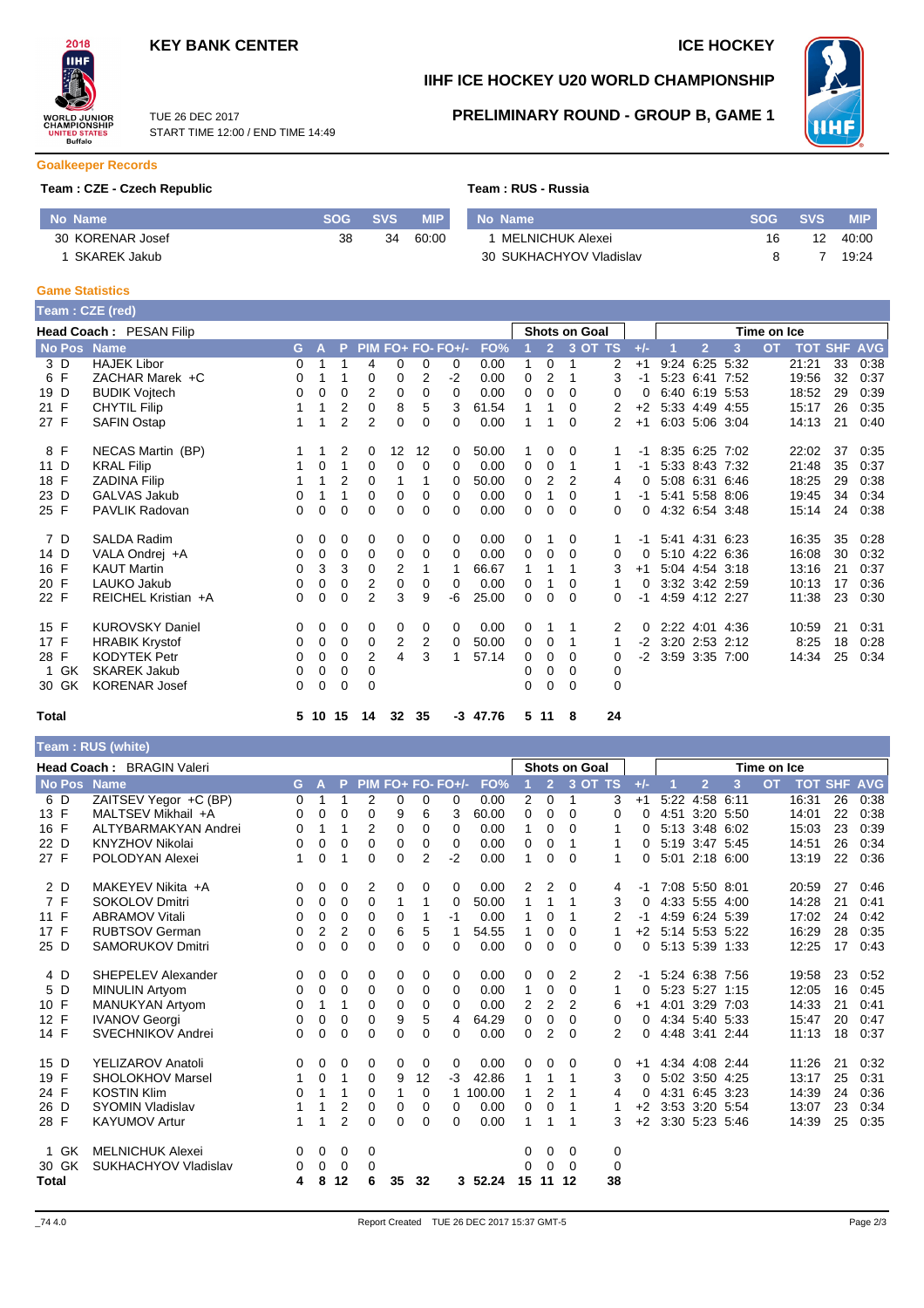# KEY BANK CENTER — ICE HOCKEY

## IIHF ICE HOCKEY U20 WORLD CHAMPIONSHIP

TUE 26 DEC 2017
START TIME 12:00 / END TIME 14:49

## PRELIMINARY ROUND - GROUP B, GAME 1

### Goalkeeper Records

**Team : CZE - Czech Republic**

| No | Name | SOG | SVS | MIP |
|---|---|---|---|---|
| 30 | KORENAR Josef | 38 | 34 | 60:00 |
| 1 | SKAREK Jakub | | | |

**Team : RUS - Russia**

| No | Name | SOG | SVS | MIP |
|---|---|---|---|---|
| 1 | MELNICHUK Alexei | 16 | 12 | 40:00 |
| 30 | SUKHACHYOV Vladislav | 8 | 7 | 19:24 |

### Game Statistics

**Team : CZE (red)**

Head Coach : PESAN Filip

| No | Pos | Name | G | A | P | PIM | FO+ | FO- | FO+/- | FO% | SOG 1 | SOG 2 | SOG 3 | SOG OT | SOG TS | +/- | TOI 1 | TOI 2 | TOI 3 | TOI OT | TOI TOT | SHF | AVG |
|---|---|---|---|---|---|---|---|---|---|---|---|---|---|---|---|---|---|---|---|---|---|---|---|
| 3 | D | HAJEK Libor | 0 | 1 | 1 | 4 | 0 | 0 | 0 | 0.00 | 1 | 0 | 1 | | 2 | +1 | 9:24 | 6:25 | 5:32 | | 21:21 | 33 | 0:38 |
| 6 | F | ZACHAR Marek +C | 0 | 1 | 1 | 0 | 0 | 2 | -2 | 0.00 | 0 | 2 | 1 | | 3 | -1 | 5:23 | 6:41 | 7:52 | | 19:56 | 32 | 0:37 |
| 19 | D | BUDIK Vojtech | 0 | 0 | 0 | 2 | 0 | 0 | 0 | 0.00 | 0 | 0 | 0 | | 0 | 0 | 6:40 | 6:19 | 5:53 | | 18:52 | 29 | 0:39 |
| 21 | F | CHYTIL Filip | 1 | 1 | 2 | 0 | 8 | 5 | 3 | 61.54 | 1 | 1 | 0 | | 2 | +2 | 5:33 | 4:49 | 4:55 | | 15:17 | 26 | 0:35 |
| 27 | F | SAFIN Ostap | 1 | 1 | 2 | 2 | 0 | 0 | 0 | 0.00 | 1 | 1 | 0 | | 2 | +1 | 6:03 | 5:06 | 3:04 | | 14:13 | 21 | 0:40 |
| 8 | F | NECAS Martin (BP) | 1 | 1 | 2 | 0 | 12 | 12 | 0 | 50.00 | 1 | 0 | 0 | | 1 | -1 | 8:35 | 6:25 | 7:02 | | 22:02 | 37 | 0:35 |
| 11 | D | KRAL Filip | 1 | 0 | 1 | 0 | 0 | 0 | 0 | 0.00 | 0 | 0 | 1 | | 1 | -1 | 5:33 | 8:43 | 7:32 | | 21:48 | 35 | 0:37 |
| 18 | F | ZADINA Filip | 1 | 1 | 2 | 0 | 1 | 1 | 0 | 50.00 | 0 | 2 | 2 | | 4 | 0 | 5:08 | 6:31 | 6:46 | | 18:25 | 29 | 0:38 |
| 23 | D | GALVAS Jakub | 0 | 1 | 1 | 0 | 0 | 0 | 0 | 0.00 | 0 | 1 | 0 | | 1 | -1 | 5:41 | 5:58 | 8:06 | | 19:45 | 34 | 0:34 |
| 25 | F | PAVLIK Radovan | 0 | 0 | 0 | 0 | 0 | 0 | 0 | 0.00 | 0 | 0 | 0 | | 0 | 0 | 4:32 | 6:54 | 3:48 | | 15:14 | 24 | 0:38 |
| 7 | D | SALDA Radim | 0 | 0 | 0 | 0 | 0 | 0 | 0 | 0.00 | 0 | 1 | 0 | | 1 | -1 | 5:41 | 4:31 | 6:23 | | 16:35 | 35 | 0:28 |
| 14 | D | VALA Ondrej +A | 0 | 0 | 0 | 0 | 0 | 0 | 0 | 0.00 | 0 | 0 | 0 | | 0 | 0 | 5:10 | 4:22 | 6:36 | | 16:08 | 30 | 0:32 |
| 16 | F | KAUT Martin | 0 | 3 | 3 | 0 | 2 | 1 | 1 | 66.67 | 1 | 1 | 1 | | 3 | +1 | 5:04 | 4:54 | 3:18 | | 13:16 | 21 | 0:37 |
| 20 | F | LAUKO Jakub | 0 | 0 | 0 | 2 | 0 | 0 | 0 | 0.00 | 0 | 1 | 0 | | 1 | 0 | 3:32 | 3:42 | 2:59 | | 10:13 | 17 | 0:36 |
| 22 | F | REICHEL Kristian +A | 0 | 0 | 0 | 2 | 3 | 9 | -6 | 25.00 | 0 | 0 | 0 | | 0 | -1 | 4:59 | 4:12 | 2:27 | | 11:38 | 23 | 0:30 |
| 15 | F | KUROVSKY Daniel | 0 | 0 | 0 | 0 | 0 | 0 | 0 | 0.00 | 0 | 1 | 1 | | 2 | 0 | 2:22 | 4:01 | 4:36 | | 10:59 | 21 | 0:31 |
| 17 | F | HRABIK Krystof | 0 | 0 | 0 | 0 | 2 | 2 | 0 | 50.00 | 0 | 0 | 1 | | 1 | -2 | 3:20 | 2:53 | 2:12 | | 8:25 | 18 | 0:28 |
| 28 | F | KODYTEK Petr | 0 | 0 | 0 | 2 | 4 | 3 | 1 | 57.14 | 0 | 0 | 0 | | 0 | -2 | 3:59 | 3:35 | 7:00 | | 14:34 | 25 | 0:34 |
| 1 | GK | SKAREK Jakub | 0 | 0 | 0 | 0 | | | | | 0 | 0 | 0 | | 0 | | | | | | | | |
| 30 | GK | KORENAR Josef | 0 | 0 | 0 | 0 | | | | | 0 | 0 | 0 | | 0 | | | | | | | | |
| **Total** | | | **5** | **10** | **15** | **14** | **32** | **35** | **-3** | **47.76** | **5** | **11** | **8** | | **24** | | | | | | | | |

**Team : RUS (white)**

Head Coach : BRAGIN Valeri

| No | Pos | Name | G | A | P | PIM | FO+ | FO- | FO+/- | FO% | SOG 1 | SOG 2 | SOG 3 | SOG OT | SOG TS | +/- | TOI 1 | TOI 2 | TOI 3 | TOI OT | TOI TOT | SHF | AVG |
|---|---|---|---|---|---|---|---|---|---|---|---|---|---|---|---|---|---|---|---|---|---|---|---|
| 6 | D | ZAITSEV Yegor +C (BP) | 0 | 1 | 1 | 2 | 0 | 0 | 0 | 0.00 | 2 | 0 | 1 | | 3 | +1 | 5:22 | 4:58 | 6:11 | | 16:31 | 26 | 0:38 |
| 13 | F | MALTSEV Mikhail +A | 0 | 0 | 0 | 0 | 9 | 6 | 3 | 60.00 | 0 | 0 | 0 | | 0 | 0 | 4:51 | 3:20 | 5:50 | | 14:01 | 22 | 0:38 |
| 16 | F | ALTYBARMAKYAN Andrei | 0 | 1 | 1 | 2 | 0 | 0 | 0 | 0.00 | 1 | 0 | 0 | | 1 | 0 | 5:13 | 3:48 | 6:02 | | 15:03 | 23 | 0:39 |
| 22 | D | KNYZHOV Nikolai | 0 | 0 | 0 | 0 | 0 | 0 | 0 | 0.00 | 0 | 0 | 1 | | 1 | 0 | 5:19 | 3:47 | 5:45 | | 14:51 | 26 | 0:34 |
| 27 | F | POLODYAN Alexei | 1 | 0 | 1 | 0 | 0 | 2 | -2 | 0.00 | 1 | 0 | 0 | | 1 | 0 | 5:01 | 2:18 | 6:00 | | 13:19 | 22 | 0:36 |
| 2 | D | MAKEYEV Nikita +A | 0 | 0 | 0 | 2 | 0 | 0 | 0 | 0.00 | 2 | 2 | 0 | | 4 | -1 | 7:08 | 5:50 | 8:01 | | 20:59 | 27 | 0:46 |
| 7 | F | SOKOLOV Dmitri | 0 | 0 | 0 | 0 | 1 | 1 | 0 | 50.00 | 1 | 1 | 1 | | 3 | 0 | 4:33 | 5:55 | 4:00 | | 14:28 | 21 | 0:41 |
| 11 | F | ABRAMOV Vitali | 0 | 0 | 0 | 0 | 0 | 1 | -1 | 0.00 | 1 | 0 | 1 | | 2 | -1 | 4:59 | 6:24 | 5:39 | | 17:02 | 24 | 0:42 |
| 17 | F | RUBTSOV German | 0 | 2 | 2 | 0 | 6 | 5 | 1 | 54.55 | 1 | 0 | 0 | | 1 | +2 | 5:14 | 5:53 | 5:22 | | 16:29 | 28 | 0:35 |
| 25 | D | SAMORUKOV Dmitri | 0 | 0 | 0 | 0 | 0 | 0 | 0 | 0.00 | 0 | 0 | 0 | | 0 | 0 | 5:13 | 5:39 | 1:33 | | 12:25 | 17 | 0:43 |
| 4 | D | SHEPELEV Alexander | 0 | 0 | 0 | 0 | 0 | 0 | 0 | 0.00 | 0 | 0 | 2 | | 2 | -1 | 5:24 | 6:38 | 7:56 | | 19:58 | 23 | 0:52 |
| 5 | D | MINULIN Artyom | 0 | 0 | 0 | 0 | 0 | 0 | 0 | 0.00 | 1 | 0 | 0 | | 1 | 0 | 5:23 | 5:27 | 1:15 | | 12:05 | 16 | 0:45 |
| 10 | F | MANUKYAN Artyom | 0 | 1 | 1 | 0 | 0 | 0 | 0 | 0.00 | 2 | 2 | 2 | | 6 | +1 | 4:01 | 3:29 | 7:03 | | 14:33 | 21 | 0:41 |
| 12 | F | IVANOV Georgi | 0 | 0 | 0 | 0 | 9 | 5 | 4 | 64.29 | 0 | 0 | 0 | | 0 | 0 | 4:34 | 5:40 | 5:33 | | 15:47 | 20 | 0:47 |
| 14 | F | SVECHNIKOV Andrei | 0 | 0 | 0 | 0 | 0 | 0 | 0 | 0.00 | 0 | 2 | 0 | | 2 | 0 | 4:48 | 3:41 | 2:44 | | 11:13 | 18 | 0:37 |
| 15 | D | YELIZAROV Anatoli | 0 | 0 | 0 | 0 | 0 | 0 | 0 | 0.00 | 0 | 0 | 0 | | 0 | +1 | 4:34 | 4:08 | 2:44 | | 11:26 | 21 | 0:32 |
| 19 | F | SHOLOKHOV Marsel | 1 | 0 | 1 | 0 | 9 | 12 | -3 | 42.86 | 1 | 1 | 1 | | 3 | 0 | 5:02 | 3:50 | 4:25 | | 13:17 | 25 | 0:31 |
| 24 | F | KOSTIN Klim | 0 | 1 | 1 | 0 | 1 | 0 | 1 | 100.00 | 1 | 2 | 1 | | 4 | 0 | 4:31 | 6:45 | 3:23 | | 14:39 | 24 | 0:36 |
| 26 | D | SYOMIN Vladislav | 1 | 1 | 2 | 0 | 0 | 0 | 0 | 0.00 | 0 | 0 | 1 | | 1 | +2 | 3:53 | 3:20 | 5:54 | | 13:07 | 23 | 0:34 |
| 28 | F | KAYUMOV Artur | 1 | 1 | 2 | 0 | 0 | 0 | 0 | 0.00 | 1 | 1 | 1 | | 3 | +2 | 3:30 | 5:23 | 5:46 | | 14:39 | 25 | 0:35 |
| 1 | GK | MELNICHUK Alexei | 0 | 0 | 0 | 0 | | | | | 0 | 0 | 0 | | 0 | | | | | | | | |
| 30 | GK | SUKHACHYOV Vladislav | 0 | 0 | 0 | 0 | | | | | 0 | 0 | 0 | | 0 | | | | | | | | |
| **Total** | | | **4** | **8** | **12** | **6** | **35** | **32** | **3** | **52.24** | **15** | **11** | **12** | | **38** | | | | | | | | |

_74 4.0 — Report Created TUE 26 DEC 2017 15:37 GMT-5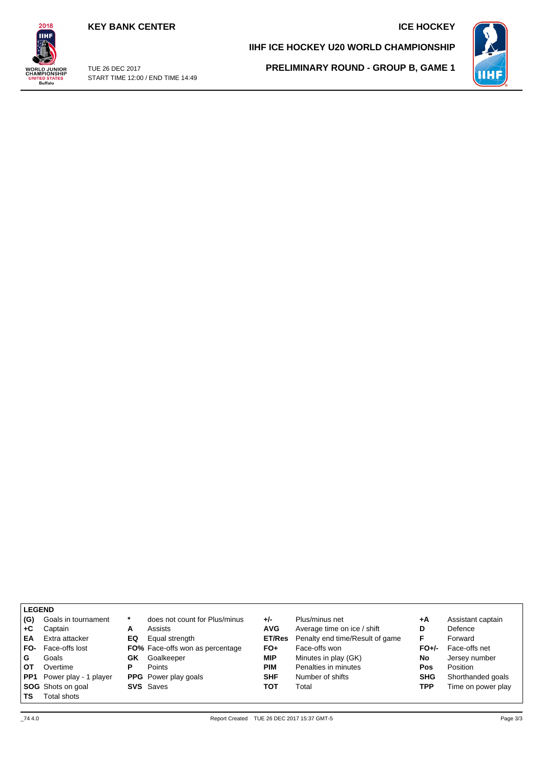KEY BANK CENTER

ICE HOCKEY

IIHF ICE HOCKEY U20 WORLD CHAMPIONSHIP

TUE 26 DEC 2017
START TIME 12:00 / END TIME 14:49

PRELIMINARY ROUND - GROUP B, GAME 1

**LEGEND**

| | | | | | | | |
|---|---|---|---|---|---|---|---|
| **(G)** | Goals in tournament | **\*** | does not count for Plus/minus | **+/-** | Plus/minus net | **+A** | Assistant captain |
| **+C** | Captain | **A** | Assists | **AVG** | Average time on ice / shift | **D** | Defence |
| **EA** | Extra attacker | **EQ** | Equal strength | **ET/Res** | Penalty end time/Result of game | **F** | Forward |
| **FO-** | Face-offs lost | **FO%** | Face-offs won as percentage | **FO+** | Face-offs won | **FO+/-** | Face-offs net |
| **G** | Goals | **GK** | Goalkeeper | **MIP** | Minutes in play (GK) | **No** | Jersey number |
| **OT** | Overtime | **P** | Points | **PIM** | Penalties in minutes | **Pos** | Position |
| **PP1** | Power play - 1 player | **PPG** | Power play goals | **SHF** | Number of shifts | **SHG** | Shorthanded goals |
| **SOG** | Shots on goal | **SVS** | Saves | **TOT** | Total | **TPP** | Time on power play |
| **TS** | Total shots | | | | | | |

_74 4.0 Report Created TUE 26 DEC 2017 15:37 GMT-5